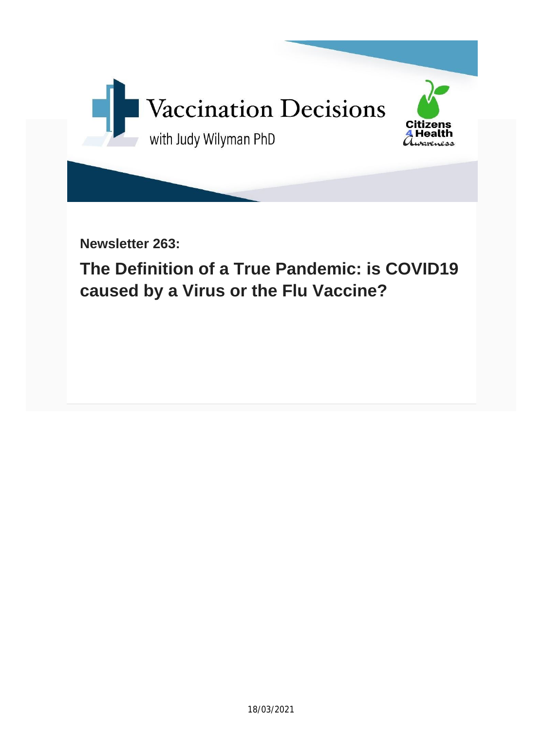# Vaccination Decisions

with Judy Wilyman PhD

Citizens 4 Health Awareness

**Newsletter 263:**

## The Definition of a True Pandemic: is COVID19 caused by a Virus or the Flu Vaccine?

18/03/2021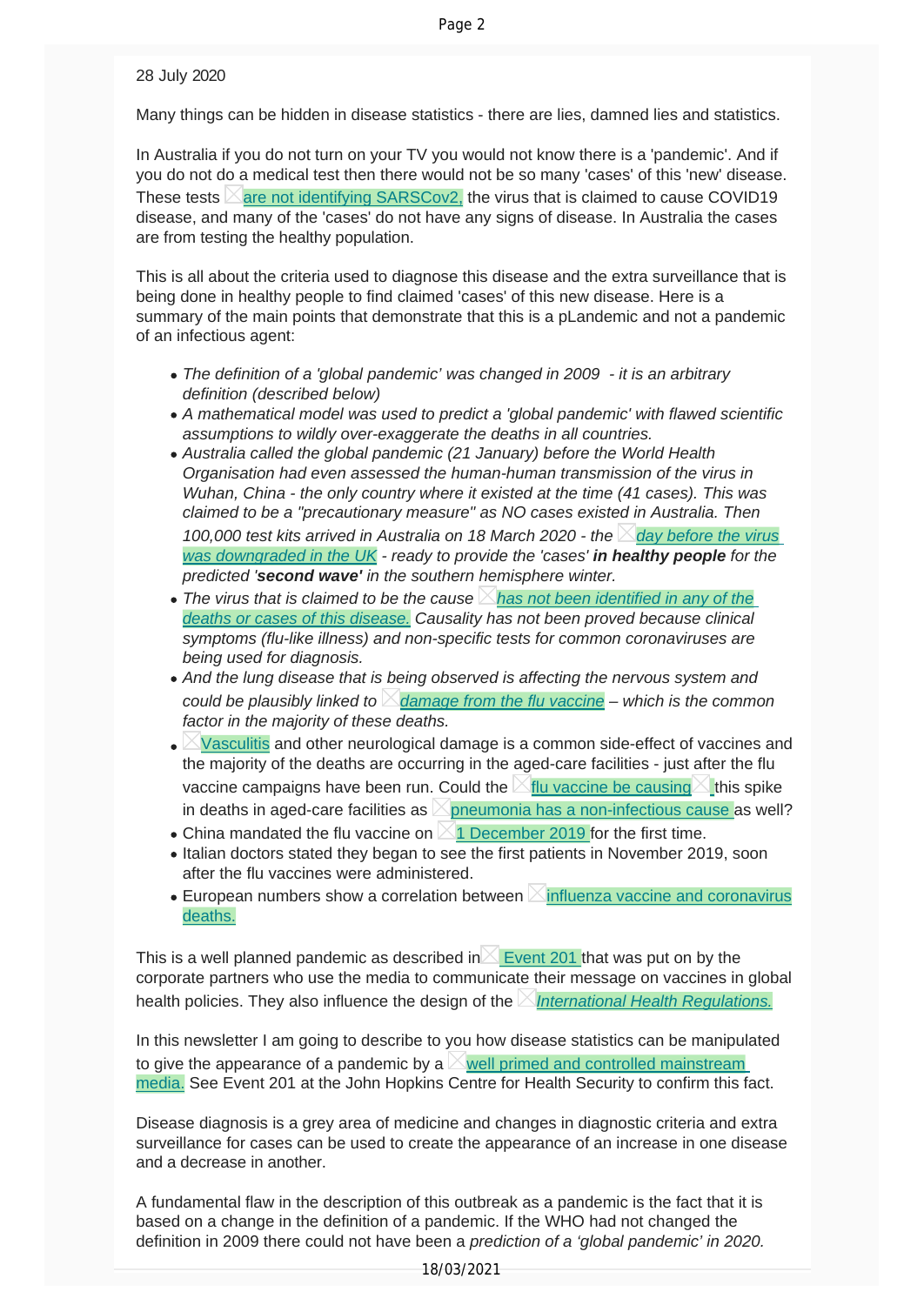28 July 2020

Many things can be hidden in disease statistics - there are lies, damned lies and statistics.

In Australia if you do not turn on your TV you would not know there is a 'pandemic'. And if you do not do a medical test then there would not be so many 'cases' of this 'new' disease. These tests are not identifying SARSCov2, the virus that is claimed to cause COVID19 disease, and many of the 'cases' do not have any signs of disease. In Australia the cases are from testing the healthy population.

This is all about the criteria used to diagnose this disease and the extra surveillance that is being done in healthy people to find claimed 'cases' of this new disease. Here is a summary of the main points that demonstrate that this is a pLandemic and not a pandemic of an infectious agent:

- *The definition of a 'global pandemic' was changed in 2009 - it is an arbitrary definition (described below)*
- *A mathematical model was used to predict a 'global pandemic' with flawed scientific assumptions to wildly over-exaggerate the deaths in all countries.*
- *Australia called the global pandemic (21 January) before the World Health Organisation had even assessed the human-human transmission of the virus in Wuhan, China - the only country where it existed at the time (41 cases). This was claimed to be a "precautionary measure" as NO cases existed in Australia. Then 100,000 test kits arrived in Australia on 18 March 2020 - the day before the virus was downgraded in the UK - ready to provide the 'cases' **in healthy people** for the predicted '**second wave'** in the southern hemisphere winter.*
- *The virus that is claimed to be the cause has not been identified in any of the deaths or cases of this disease. Causality has not been proved because clinical symptoms (flu-like illness) and non-specific tests for common coronaviruses are being used for diagnosis.*
- *And the lung disease that is being observed is affecting the nervous system and could be plausibly linked to damage from the flu vaccine – which is the common factor in the majority of these deaths.*
- Vasculitis and other neurological damage is a common side-effect of vaccines and the majority of the deaths are occurring in the aged-care facilities - just after the flu vaccine campaigns have been run. Could the flu vaccine be causing this spike in deaths in aged-care facilities as pneumonia has a non-infectious cause as well?
- China mandated the flu vaccine on 1 December 2019 for the first time.
- Italian doctors stated they began to see the first patients in November 2019, soon after the flu vaccines were administered.
- European numbers show a correlation between influenza vaccine and coronavirus deaths.

This is a well planned pandemic as described in Event 201 that was put on by the corporate partners who use the media to communicate their message on vaccines in global health policies. They also influence the design of the *International Health Regulations.*

In this newsletter I am going to describe to you how disease statistics can be manipulated to give the appearance of a pandemic by a well primed and controlled mainstream media. See Event 201 at the John Hopkins Centre for Health Security to confirm this fact.

Disease diagnosis is a grey area of medicine and changes in diagnostic criteria and extra surveillance for cases can be used to create the appearance of an increase in one disease and a decrease in another.

A fundamental flaw in the description of this outbreak as a pandemic is the fact that it is based on a change in the definition of a pandemic. If the WHO had not changed the definition in 2009 there could not have been a *prediction of a 'global pandemic' in 2020.*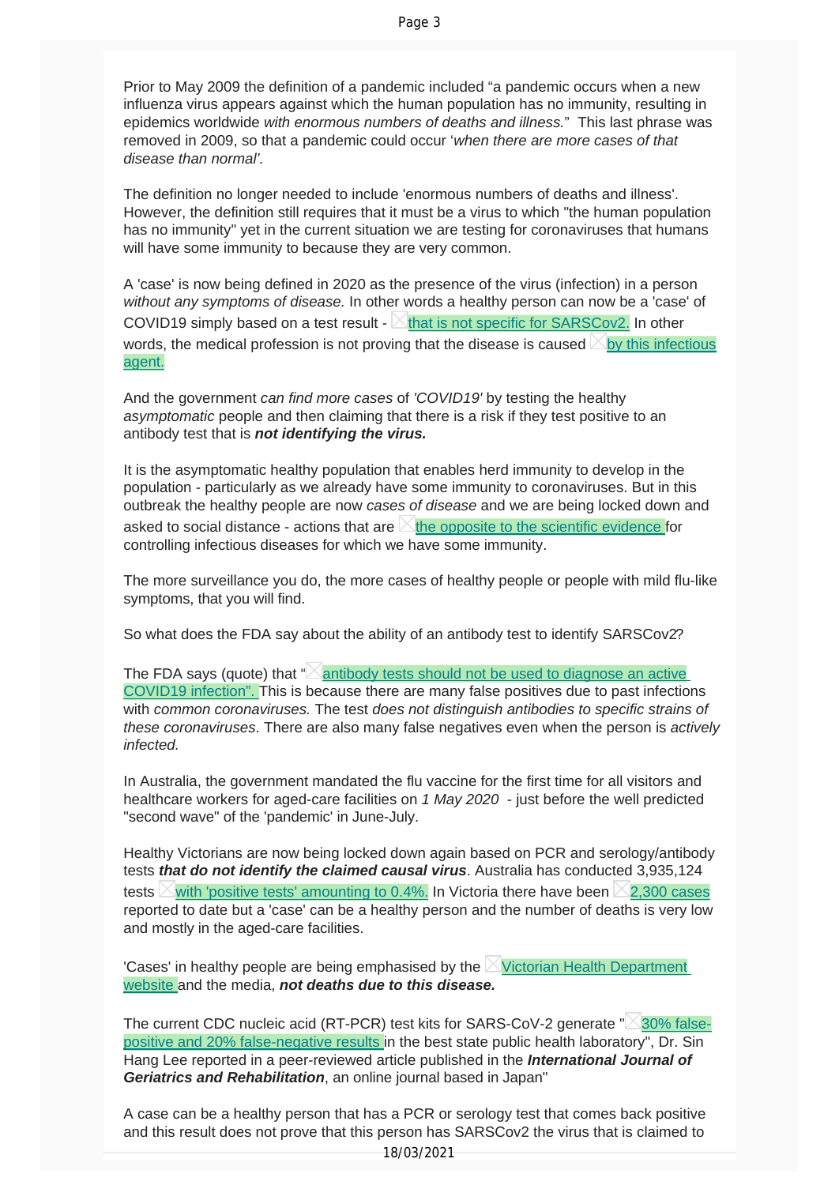Prior to May 2009 the definition of a pandemic included "a pandemic occurs when a new influenza virus appears against which the human population has no immunity, resulting in epidemics worldwide *with enormous numbers of deaths and illness.*" This last phrase was removed in 2009, so that a pandemic could occur '*when there are more cases of that disease than normal'*.

The definition no longer needed to include 'enormous numbers of deaths and illness'. However, the definition still requires that it must be a virus to which "the human population has no immunity" yet in the current situation we are testing for coronaviruses that humans will have some immunity to because they are very common.

A 'case' is now being defined in 2020 as the presence of the virus (infection) in a person *without any symptoms of disease.* In other words a healthy person can now be a 'case' of COVID19 simply based on a test result - that is not specific for SARSCov2. In other words, the medical profession is not proving that the disease is caused by this infectious agent.

And the government *can find more cases* of *'COVID19'* by testing the healthy *asymptomatic* people and then claiming that there is a risk if they test positive to an antibody test that is ***not identifying the virus.***

It is the asymptomatic healthy population that enables herd immunity to develop in the population - particularly as we already have some immunity to coronaviruses. But in this outbreak the healthy people are now *cases of disease* and we are being locked down and asked to social distance - actions that are the opposite to the scientific evidence for controlling infectious diseases for which we have some immunity.

The more surveillance you do, the more cases of healthy people or people with mild flu-like symptoms, that you will find.

So what does the FDA say about the ability of an antibody test to identify SARSCov2?

The FDA says (quote) that "antibody tests should not be used to diagnose an active COVID19 infection". This is because there are many false positives due to past infections with *common coronaviruses.* The test *does not distinguish antibodies to specific strains of these coronaviruses*. There are also many false negatives even when the person is *actively infected.*

In Australia, the government mandated the flu vaccine for the first time for all visitors and healthcare workers for aged-care facilities on *1 May 2020* - just before the well predicted "second wave" of the 'pandemic' in June-July.

Healthy Victorians are now being locked down again based on PCR and serology/antibody tests ***that do not identify the claimed causal virus***. Australia has conducted 3,935,124 tests with 'positive tests' amounting to 0.4%. In Victoria there have been 2,300 cases reported to date but a 'case' can be a healthy person and the number of deaths is very low and mostly in the aged-care facilities.

'Cases' in healthy people are being emphasised by the Victorian Health Department website and the media, ***not deaths due to this disease.***

The current CDC nucleic acid (RT-PCR) test kits for SARS-CoV-2 generate "30% false-positive and 20% false-negative results in the best state public health laboratory", Dr. Sin Hang Lee reported in a peer-reviewed article published in the ***International Journal of Geriatrics and Rehabilitation***, an online journal based in Japan"

A case can be a healthy person that has a PCR or serology test that comes back positive and this result does not prove that this person has SARSCov2 the virus that is claimed to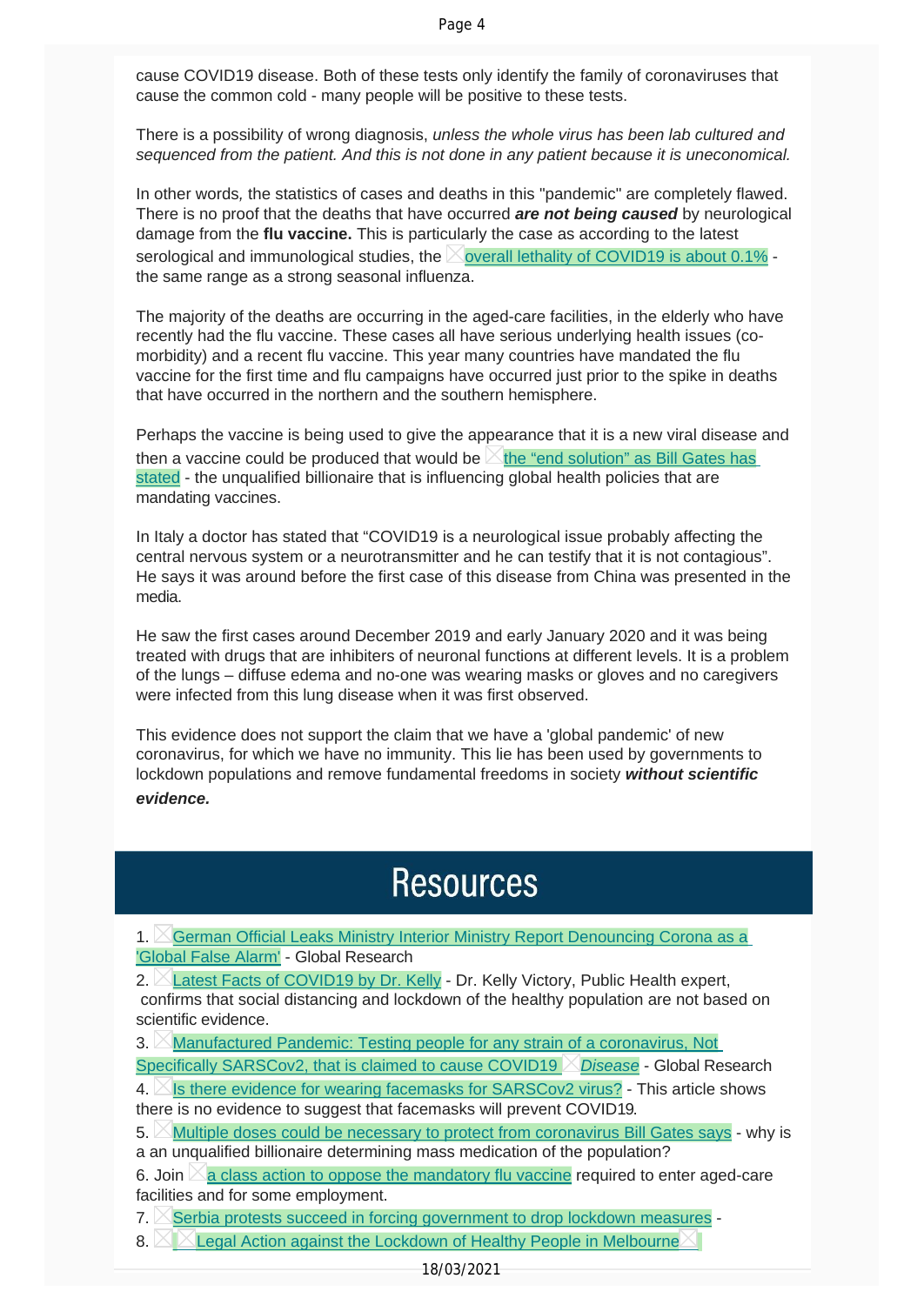cause COVID19 disease. Both of these tests only identify the family of coronaviruses that cause the common cold - many people will be positive to these tests.

There is a possibility of wrong diagnosis, *unless the whole virus has been lab cultured and sequenced from the patient. And this is not done in any patient because it is uneconomical.*

In other words, the statistics of cases and deaths in this "pandemic" are completely flawed. There is no proof that the deaths that have occurred ***are not being caused*** by neurological damage from the **flu vaccine.** This is particularly the case as according to the latest serological and immunological studies, the overall lethality of COVID19 is about 0.1% - the same range as a strong seasonal influenza.

The majority of the deaths are occurring in the aged-care facilities, in the elderly who have recently had the flu vaccine. These cases all have serious underlying health issues (co-morbidity) and a recent flu vaccine. This year many countries have mandated the flu vaccine for the first time and flu campaigns have occurred just prior to the spike in deaths that have occurred in the northern and the southern hemisphere.

Perhaps the vaccine is being used to give the appearance that it is a new viral disease and then a vaccine could be produced that would be the "end solution" as Bill Gates has stated - the unqualified billionaire that is influencing global health policies that are mandating vaccines.

In Italy a doctor has stated that "COVID19 is a neurological issue probably affecting the central nervous system or a neurotransmitter and he can testify that it is not contagious". He says it was around before the first case of this disease from China was presented in the media.

He saw the first cases around December 2019 and early January 2020 and it was being treated with drugs that are inhibiters of neuronal functions at different levels. It is a problem of the lungs – diffuse edema and no-one was wearing masks or gloves and no caregivers were infected from this lung disease when it was first observed.

This evidence does not support the claim that we have a 'global pandemic' of new coronavirus, for which we have no immunity. This lie has been used by governments to lockdown populations and remove fundamental freedoms in society ***without scientific evidence.***

# Resources

1. German Official Leaks Ministry Interior Ministry Report Denouncing Corona as a 'Global False Alarm' - Global Research
2. Latest Facts of COVID19 by Dr. Kelly - Dr. Kelly Victory, Public Health expert, confirms that social distancing and lockdown of the healthy population are not based on scientific evidence.
3. Manufactured Pandemic: Testing people for any strain of a coronavirus, Not Specifically SARSCov2, that is claimed to cause COVID19 *Disease* - Global Research
4. Is there evidence for wearing facemasks for SARSCov2 virus? - This article shows there is no evidence to suggest that facemasks will prevent COVID19.
5. Multiple doses could be necessary to protect from coronavirus Bill Gates says - why is a an unqualified billionaire determining mass medication of the population?
6. Join a class action to oppose the mandatory flu vaccine required to enter aged-care facilities and for some employment.
7. Serbia protests succeed in forcing government to drop lockdown measures -
8. Legal Action against the Lockdown of Healthy People in Melbourne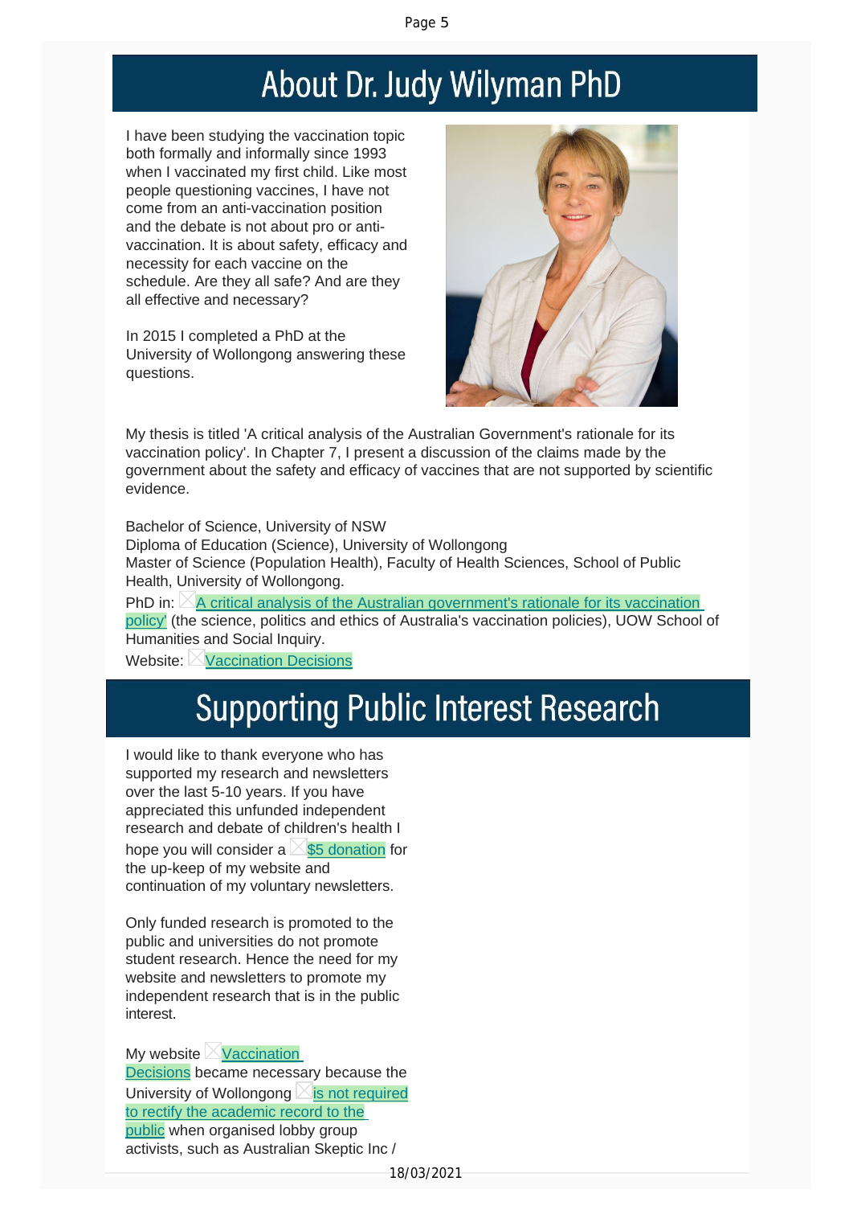# About Dr. Judy Wilyman PhD

I have been studying the vaccination topic both formally and informally since 1993 when I vaccinated my first child. Like most people questioning vaccines, I have not come from an anti-vaccination position and the debate is not about pro or anti-vaccination. It is about safety, efficacy and necessity for each vaccine on the schedule. Are they all safe? And are they all effective and necessary?

In 2015 I completed a PhD at the University of Wollongong answering these questions.

My thesis is titled 'A critical analysis of the Australian Government's rationale for its vaccination policy'. In Chapter 7, I present a discussion of the claims made by the government about the safety and efficacy of vaccines that are not supported by scientific evidence.

Bachelor of Science, University of NSW
Diploma of Education (Science), University of Wollongong
Master of Science (Population Health), Faculty of Health Sciences, School of Public Health, University of Wollongong.
PhD in: A critical analysis of the Australian government's rationale for its vaccination policy' (the science, politics and ethics of Australia's vaccination policies), UOW School of Humanities and Social Inquiry.
Website: Vaccination Decisions

# Supporting Public Interest Research

I would like to thank everyone who has supported my research and newsletters over the last 5-10 years. If you have appreciated this unfunded independent research and debate of children's health I hope you will consider a $5 donation for the up-keep of my website and continuation of my voluntary newsletters.

Only funded research is promoted to the public and universities do not promote student research. Hence the need for my website and newsletters to promote my independent research that is in the public interest.

My website Vaccination Decisions became necessary because the University of Wollongong is not required to rectify the academic record to the public when organised lobby group activists, such as Australian Skeptic Inc /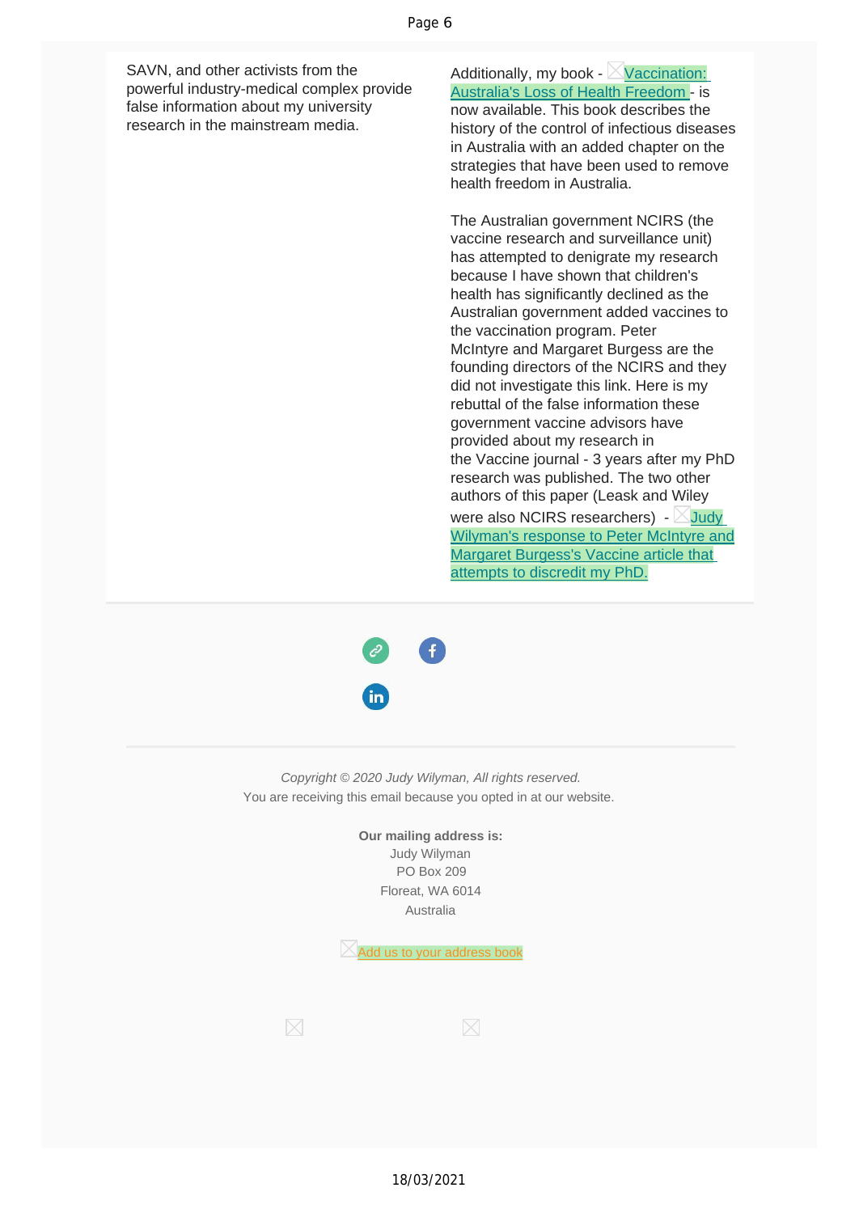SAVN, and other activists from the powerful industry-medical complex provide false information about my university research in the mainstream media.

Additionally, my book - Vaccination: Australia's Loss of Health Freedom - is now available. This book describes the history of the control of infectious diseases in Australia with an added chapter on the strategies that have been used to remove health freedom in Australia.

The Australian government NCIRS (the vaccine research and surveillance unit) has attempted to denigrate my research because I have shown that children's health has significantly declined as the Australian government added vaccines to the vaccination program. Peter McIntyre and Margaret Burgess are the founding directors of the NCIRS and they did not investigate this link. Here is my rebuttal of the false information these government vaccine advisors have provided about my research in the Vaccine journal - 3 years after my PhD research was published. The two other authors of this paper (Leask and Wiley were also NCIRS researchers) - Judy Wilyman's response to Peter McIntyre and Margaret Burgess's Vaccine article that attempts to discredit my PhD.

*Copyright © 2020 Judy Wilyman, All rights reserved.*
You are receiving this email because you opted in at our website.

**Our mailing address is:**
Judy Wilyman
PO Box 209
Floreat, WA 6014
Australia

Add us to your address book